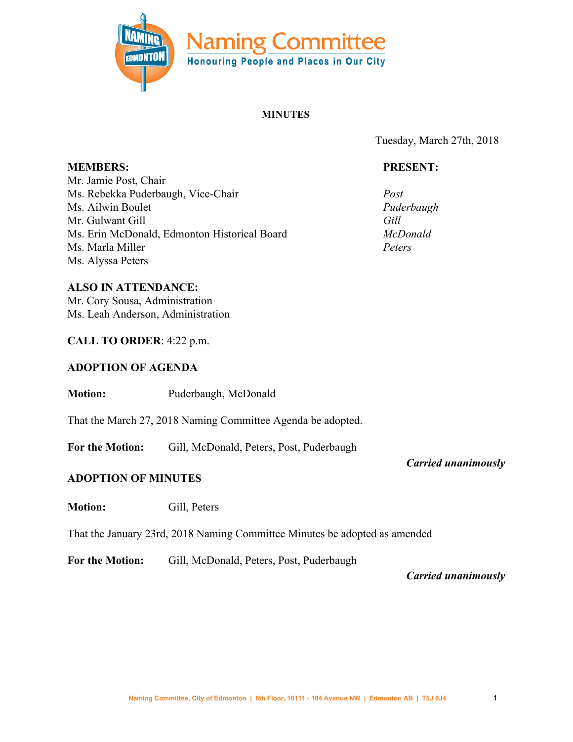# Naming Committee

**Honouring People and Places in Our City**

**MINUTES**

Tuesday, March 27th, 2018

| **MEMBERS:** | **PRESENT:** |
|---|---|
| Mr. Jamie Post, Chair | *Post* |
| Ms. Rebekka Puderbaugh, Vice-Chair | *Puderbaugh* |
| Ms. Ailwin Boulet | |
| Mr. Gulwant Gill | *Gill* |
| Ms. Erin McDonald, Edmonton Historical Board | *McDonald* |
| Ms. Marla Miller | |
| Ms. Alyssa Peters | *Peters* |

**ALSO IN ATTENDANCE:**
Mr. Cory Sousa, Administration
Ms. Leah Anderson, Administration

**CALL TO ORDER**: 4:22 p.m.

**ADOPTION OF AGENDA**

**Motion:** Puderbaugh, McDonald

That the March 27, 2018 Naming Committee Agenda be adopted.

**For the Motion:** Gill, McDonald, Peters, Post, Puderbaugh

***Carried unanimously***

**ADOPTION OF MINUTES**

**Motion:** Gill, Peters

That the January 23rd, 2018 Naming Committee Minutes be adopted as amended

**For the Motion:** Gill, McDonald, Peters, Post, Puderbaugh

***Carried unanimously***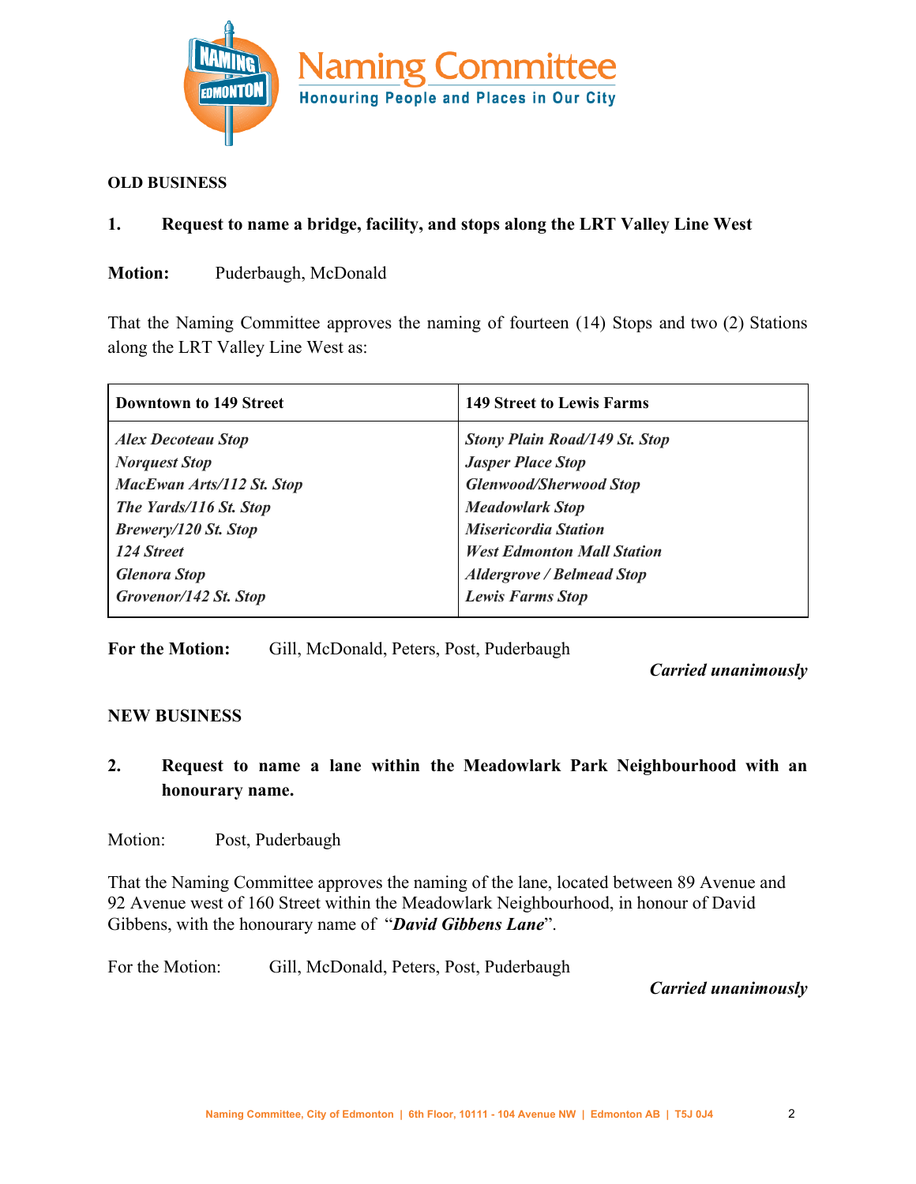**OLD BUSINESS**

**1. Request to name a bridge, facility, and stops along the LRT Valley Line West**

**Motion:** Puderbaugh, McDonald

That the Naming Committee approves the naming of fourteen (14) Stops and two (2) Stations along the LRT Valley Line West as:

| Downtown to 149 Street | 149 Street to Lewis Farms |
|---|---|
| ***Alex Decoteau Stop*** | ***Stony Plain Road/149 St. Stop*** |
| ***Norquest Stop*** | ***Jasper Place Stop*** |
| ***MacEwan Arts/112 St. Stop*** | ***Glenwood/Sherwood Stop*** |
| ***The Yards/116 St. Stop*** | ***Meadowlark Stop*** |
| ***Brewery/120 St. Stop*** | ***Misericordia Station*** |
| ***124 Street*** | ***West Edmonton Mall Station*** |
| ***Glenora Stop*** | ***Aldergrove / Belmead Stop*** |
| ***Grovenor/142 St. Stop*** | ***Lewis Farms Stop*** |

**For the Motion:** Gill, McDonald, Peters, Post, Puderbaugh

***Carried unanimously***

**NEW BUSINESS**

**2. Request to name a lane within the Meadowlark Park Neighbourhood with an honourary name.**

Motion: Post, Puderbaugh

That the Naming Committee approves the naming of the lane, located between 89 Avenue and 92 Avenue west of 160 Street within the Meadowlark Neighbourhood, in honour of David Gibbens, with the honourary name of "***David Gibbens Lane***".

For the Motion: Gill, McDonald, Peters, Post, Puderbaugh

***Carried unanimously***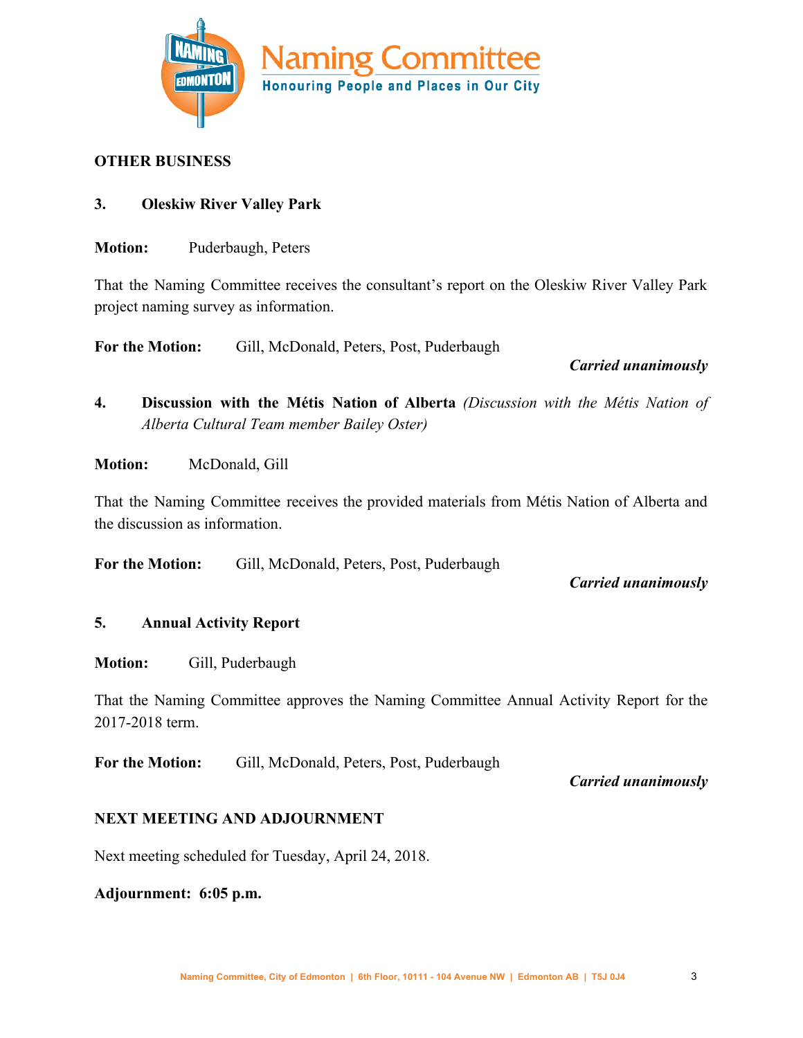**OTHER BUSINESS**

**3. Oleskiw River Valley Park**

**Motion:** Puderbaugh, Peters

That the Naming Committee receives the consultant's report on the Oleskiw River Valley Park project naming survey as information.

**For the Motion:** Gill, McDonald, Peters, Post, Puderbaugh

***Carried unanimously***

**4. Discussion with the Métis Nation of Alberta** *(Discussion with the Métis Nation of Alberta Cultural Team member Bailey Oster)*

**Motion:** McDonald, Gill

That the Naming Committee receives the provided materials from Métis Nation of Alberta and the discussion as information.

**For the Motion:** Gill, McDonald, Peters, Post, Puderbaugh

***Carried unanimously***

**5. Annual Activity Report**

**Motion:** Gill, Puderbaugh

That the Naming Committee approves the Naming Committee Annual Activity Report for the 2017-2018 term.

**For the Motion:** Gill, McDonald, Peters, Post, Puderbaugh

***Carried unanimously***

**NEXT MEETING AND ADJOURNMENT**

Next meeting scheduled for Tuesday, April 24, 2018.

**Adjournment: 6:05 p.m.**